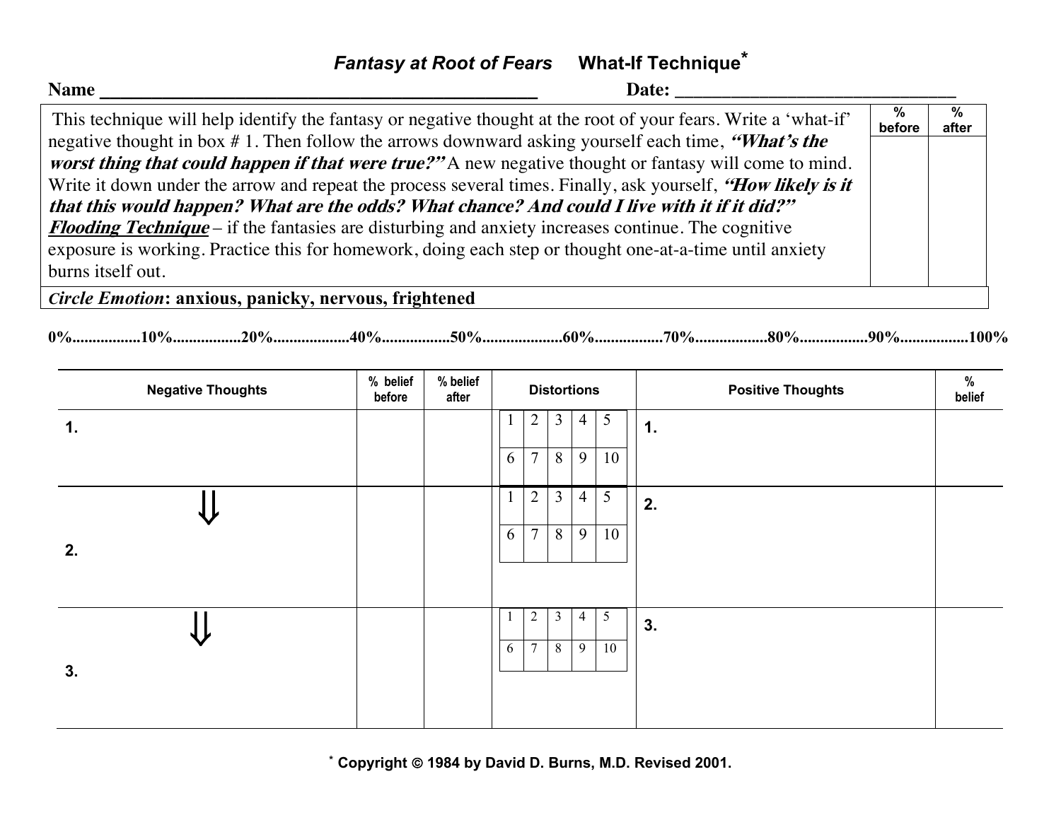# *Fantasy at Root of Fears* What-If Technique*

**Name** ______________________________________________ **Date:** ______________________________

| This technique will help identify the fantasy or negative thought at the root of your fears. Write a 'what-if' negative thought in box # 1. Then follow the arrows downward asking yourself each time, ***"What's the worst thing that could happen if that were true?"*** A new negative thought or fantasy will come to mind. Write it down under the arrow and repeat the process several times. Finally, ask yourself, ***"How likely is it that this would happen? What are the odds? What chance? And could I live with it if it did?"*** ***Flooding Technique*** – if the fantasies are disturbing and anxiety increases continue. The cognitive exposure is working. Practice this for homework, doing each step or thought one-at-a-time until anxiety burns itself out. | % before | % after |
|---|---|---|
| ***Circle Emotion*: anxious, panicky, nervous, frightened** | | |

**0%................10%................20%..................40%................50%...................60%................70%.................80%................90%................100%**

| Negative Thoughts | % belief before | % belief after | Distortions | Positive Thoughts | % belief |
|---|---|---|---|---|---|
| 1. | | | 1 2 3 4 5 / 6 7 8 9 10 | 1. | |
| ⇓ 2. | | | 1 2 3 4 5 / 6 7 8 9 10 | 2. | |
| ⇓ 3. | | | 1 2 3 4 5 / 6 7 8 9 10 | 3. | |

* Copyright © 1984 by David D. Burns, M.D. Revised 2001.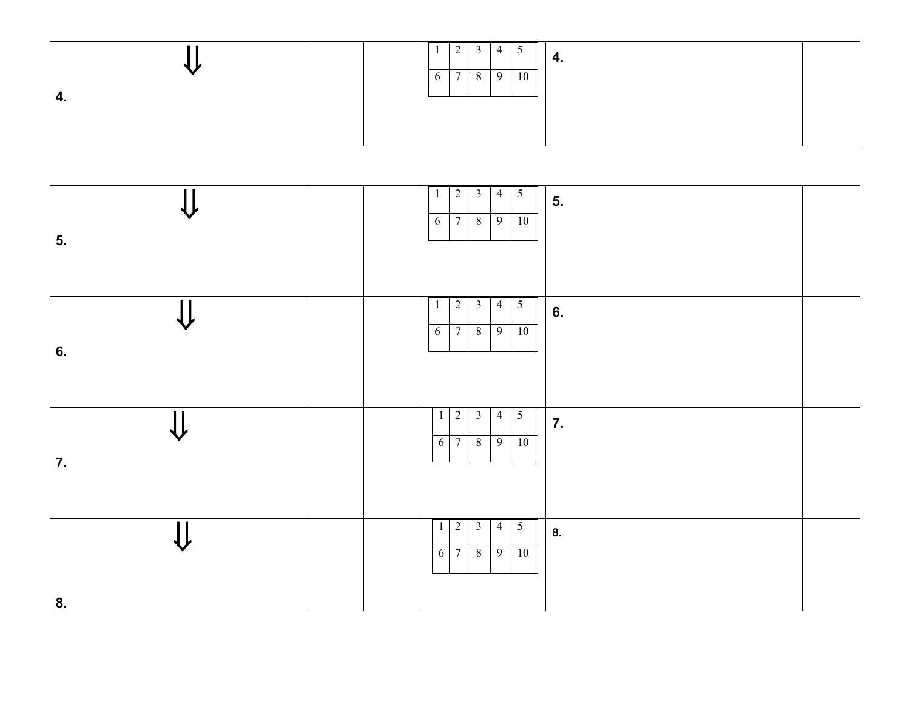| | | | | | |
|---|---|---|---|---|---|
| ⇓<br>4. | | | 1 2 3 4 5<br>6 7 8 9 10 | 4. | |

| | | | | | |
|---|---|---|---|---|---|
| ⇓<br>5. | | | 1 2 3 4 5<br>6 7 8 9 10 | 5. | |
| ⇓<br>6. | | | 1 2 3 4 5<br>6 7 8 9 10 | 6. | |
| ⇓<br>7. | | | 1 2 3 4 5<br>6 7 8 9 10 | 7. | |
| ⇓<br>8. | | | 1 2 3 4 5<br>6 7 8 9 10 | 8. | |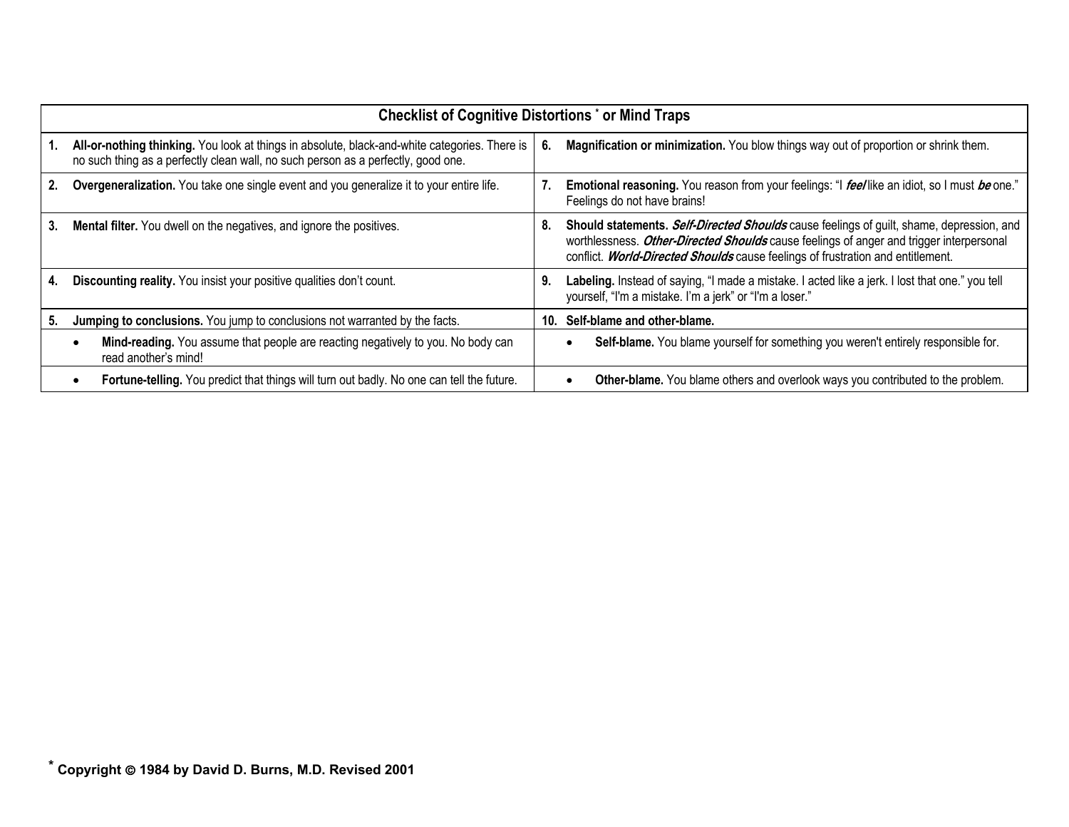| Checklist of Cognitive Distortions * or Mind Traps | | | |
|---|---|---|---|
| **1.** | **All-or-nothing thinking.** You look at things in absolute, black-and-white categories. There is no such thing as a perfectly clean wall, no such person as a perfectly, good one. | **6.** | **Magnification or minimization.** You blow things way out of proportion or shrink them. |
| **2.** | **Overgeneralization.** You take one single event and you generalize it to your entire life. | **7.** | **Emotional reasoning.** You reason from your feelings: "I ***feel*** like an idiot, so I must ***be*** one." Feelings do not have brains! |
| **3.** | **Mental filter.** You dwell on the negatives, and ignore the positives. | **8.** | **Should statements.** ***Self-Directed Shoulds*** cause feelings of guilt, shame, depression, and worthlessness. ***Other-Directed Shoulds*** cause feelings of anger and trigger interpersonal conflict. ***World-Directed Shoulds*** cause feelings of frustration and entitlement. |
| **4.** | **Discounting reality.** You insist your positive qualities don't count. | **9.** | **Labeling.** Instead of saying, "I made a mistake. I acted like a jerk. I lost that one." you tell yourself, "I'm a mistake. I'm a jerk" or "I'm a loser." |
| **5.** | **Jumping to conclusions.** You jump to conclusions not warranted by the facts. | **10.** | **Self-blame and other-blame.** |
| • | **Mind-reading.** You assume that people are reacting negatively to you. No body can read another's mind! | • | **Self-blame.** You blame yourself for something you weren't entirely responsible for. |
| • | **Fortune-telling.** You predict that things will turn out badly. No one can tell the future. | • | **Other-blame.** You blame others and overlook ways you contributed to the problem. |

* **Copyright © 1984 by David D. Burns, M.D. Revised 2001**